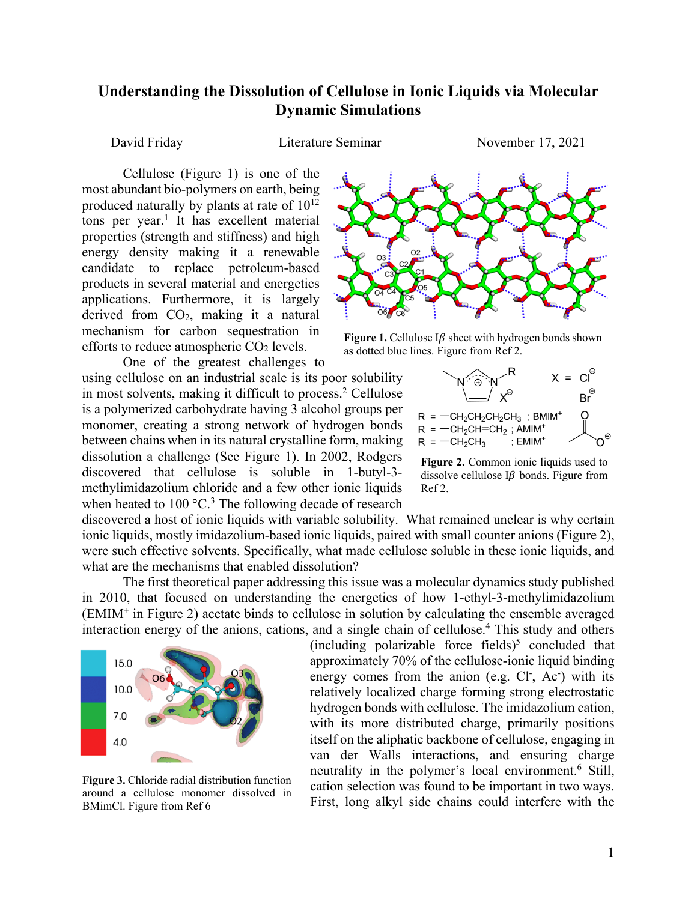# Understanding the Dissolution of Cellulose in Ionic Liquids via Molecular Dynamic Simulations

David Friday — Literature Seminar — November 17, 2021

Cellulose (Figure 1) is one of the most abundant bio-polymers on earth, being produced naturally by plants at rate of $10^{12}$ tons per year.[1] It has excellent material properties (strength and stiffness) and high energy density making it a renewable candidate to replace petroleum-based products in several material and energetics applications. Furthermore, it is largely derived from $CO_2$, making it a natural mechanism for carbon sequestration in efforts to reduce atmospheric $CO_2$ levels.

**Figure 1.** Cellulose I$\beta$ sheet with hydrogen bonds shown as dotted blue lines. Figure from Ref 2.

One of the greatest challenges to using cellulose on an industrial scale is its poor solubility in most solvents, making it difficult to process.[2] Cellulose is a polymerized carbohydrate having 3 alcohol groups per monomer, creating a strong network of hydrogen bonds between chains when in its natural crystalline form, making dissolution a challenge (See Figure 1). In 2002, Rodgers discovered that cellulose is soluble in 1-butyl-3-methylimidazolium chloride and a few other ionic liquids when heated to 100 °C.[3] The following decade of research discovered a host of ionic liquids with variable solubility. What remained unclear is why certain ionic liquids, mostly imidazolium-based ionic liquids, paired with small counter anions (Figure 2), were such effective solvents. Specifically, what made cellulose soluble in these ionic liquids, and what are the mechanisms that enabled dissolution?

**Figure 2.** Common ionic liquids used to dissolve cellulose I$\beta$ bonds. Figure from Ref 2.

The first theoretical paper addressing this issue was a molecular dynamics study published in 2010, that focused on understanding the energetics of how 1-ethyl-3-methylimidazolium ($EMIM^+$ in Figure 2) acetate binds to cellulose in solution by calculating the ensemble averaged interaction energy of the anions, cations, and a single chain of cellulose.[4] This study and others (including polarizable force fields)[5] concluded that approximately 70% of the cellulose-ionic liquid binding energy comes from the anion (e.g. $Cl^-$, $Ac^-$) with its relatively localized charge forming strong electrostatic hydrogen bonds with cellulose. The imidazolium cation, with its more distributed charge, primarily positions itself on the aliphatic backbone of cellulose, engaging in van der Walls interactions, and ensuring charge neutrality in the polymer's local environment.[6] Still, cation selection was found to be important in two ways. First, long alkyl side chains could interfere with the

**Figure 3.** Chloride radial distribution function around a cellulose monomer dissolved in BMimCl. Figure from Ref 6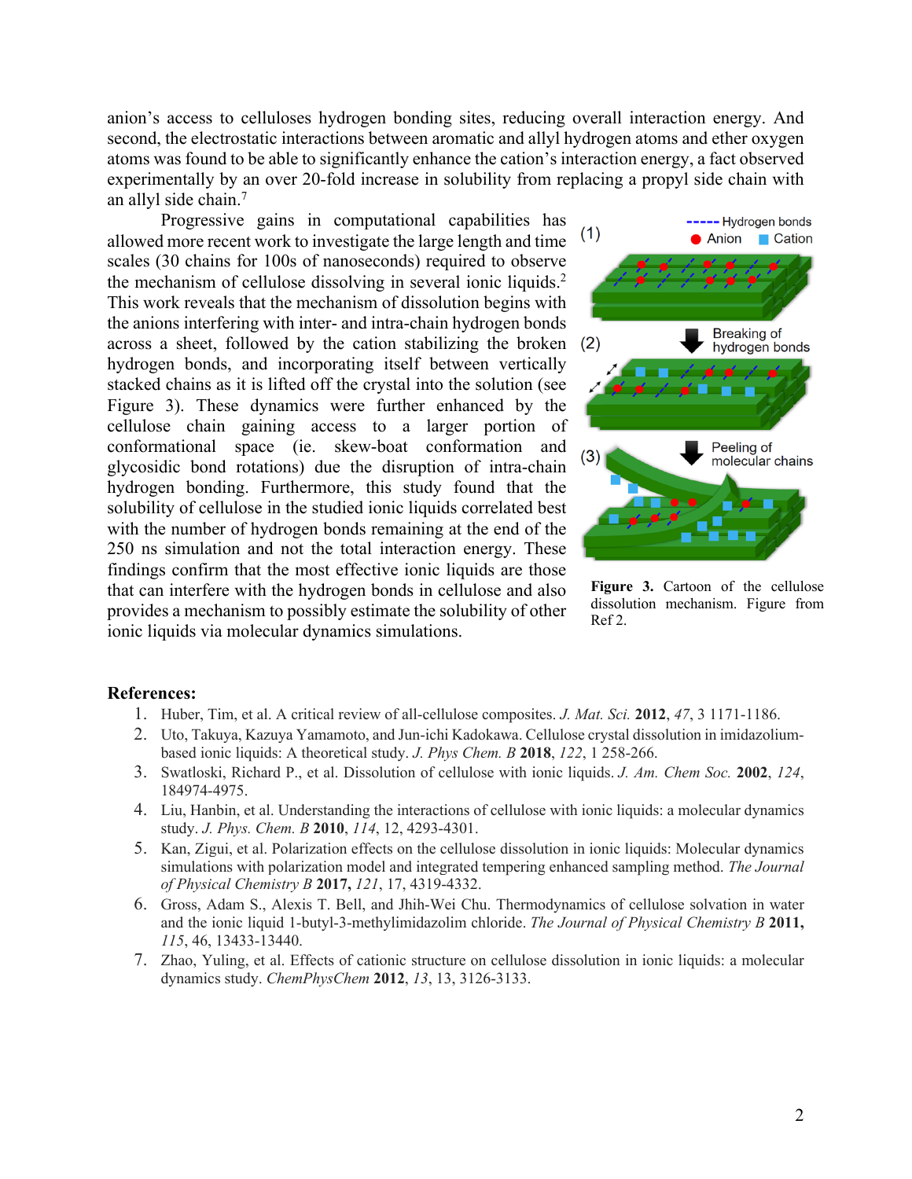anion's access to celluloses hydrogen bonding sites, reducing overall interaction energy. And second, the electrostatic interactions between aromatic and allyl hydrogen atoms and ether oxygen atoms was found to be able to significantly enhance the cation's interaction energy, a fact observed experimentally by an over 20-fold increase in solubility from replacing a propyl side chain with an allyl side chain.[7]

Progressive gains in computational capabilities has allowed more recent work to investigate the large length and time scales (30 chains for 100s of nanoseconds) required to observe the mechanism of cellulose dissolving in several ionic liquids.[2] This work reveals that the mechanism of dissolution begins with the anions interfering with inter- and intra-chain hydrogen bonds across a sheet, followed by the cation stabilizing the broken hydrogen bonds, and incorporating itself between vertically stacked chains as it is lifted off the crystal into the solution (see Figure 3). These dynamics were further enhanced by the cellulose chain gaining access to a larger portion of conformational space (ie. skew-boat conformation and glycosidic bond rotations) due the disruption of intra-chain hydrogen bonding. Furthermore, this study found that the solubility of cellulose in the studied ionic liquids correlated best with the number of hydrogen bonds remaining at the end of the 250 ns simulation and not the total interaction energy. These findings confirm that the most effective ionic liquids are those that can interfere with the hydrogen bonds in cellulose and also provides a mechanism to possibly estimate the solubility of other ionic liquids via molecular dynamics simulations.

(1)
Hydrogen bonds
Anion
Cation

(2)
Breaking of hydrogen bonds

(3)
Peeling of molecular chains

**Figure 3.** Cartoon of the cellulose dissolution mechanism. Figure from Ref 2.

**References:**

1. Huber, Tim, et al. A critical review of all-cellulose composites. *J. Mat. Sci.* **2012**, *47*, 3 1171-1186.
2. Uto, Takuya, Kazuya Yamamoto, and Jun-ichi Kadokawa. Cellulose crystal dissolution in imidazolium-based ionic liquids: A theoretical study. *J. Phys Chem. B* **2018**, *122*, 1 258-266.
3. Swatloski, Richard P., et al. Dissolution of cellulose with ionic liquids. *J. Am. Chem Soc.* **2002**, *124*, 184974-4975.
4. Liu, Hanbin, et al. Understanding the interactions of cellulose with ionic liquids: a molecular dynamics study. *J. Phys. Chem. B* **2010**, *114*, 12, 4293-4301.
5. Kan, Zigui, et al. Polarization effects on the cellulose dissolution in ionic liquids: Molecular dynamics simulations with polarization model and integrated tempering enhanced sampling method. *The Journal of Physical Chemistry B* **2017,** *121*, 17, 4319-4332.
6. Gross, Adam S., Alexis T. Bell, and Jhih-Wei Chu. Thermodynamics of cellulose solvation in water and the ionic liquid 1-butyl-3-methylimidazolim chloride. *The Journal of Physical Chemistry B* **2011,** *115*, 46, 13433-13440.
7. Zhao, Yuling, et al. Effects of cationic structure on cellulose dissolution in ionic liquids: a molecular dynamics study. *ChemPhysChem* **2012**, *13*, 13, 3126-3133.